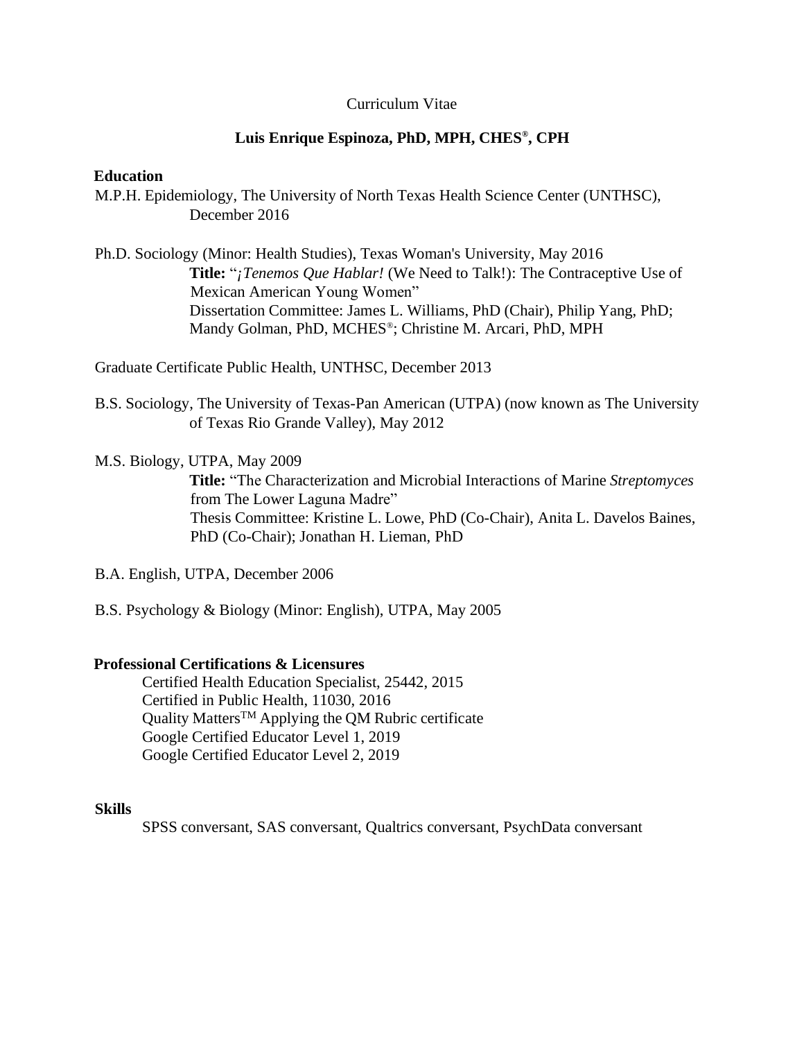Curriculum Vitae

# Luis Enrique Espinoza, PhD, MPH, CHES®, CPH

## Education

M.P.H. Epidemiology, The University of North Texas Health Science Center (UNTHSC), December 2016

Ph.D. Sociology (Minor: Health Studies), Texas Woman's University, May 2016
**Title:** "*¡Tenemos Que Hablar!* (We Need to Talk!): The Contraceptive Use of Mexican American Young Women"
Dissertation Committee: James L. Williams, PhD (Chair), Philip Yang, PhD; Mandy Golman, PhD, MCHES®; Christine M. Arcari, PhD, MPH

Graduate Certificate Public Health, UNTHSC, December 2013

B.S. Sociology, The University of Texas-Pan American (UTPA) (now known as The University of Texas Rio Grande Valley), May 2012

M.S. Biology, UTPA, May 2009
**Title:** "The Characterization and Microbial Interactions of Marine *Streptomyces* from The Lower Laguna Madre"
Thesis Committee: Kristine L. Lowe, PhD (Co-Chair), Anita L. Davelos Baines, PhD (Co-Chair); Jonathan H. Lieman, PhD

B.A. English, UTPA, December 2006

B.S. Psychology & Biology (Minor: English), UTPA, May 2005

## Professional Certifications & Licensures

Certified Health Education Specialist, 25442, 2015
Certified in Public Health, 11030, 2016
Quality Matters™ Applying the QM Rubric certificate
Google Certified Educator Level 1, 2019
Google Certified Educator Level 2, 2019

## Skills

SPSS conversant, SAS conversant, Qualtrics conversant, PsychData conversant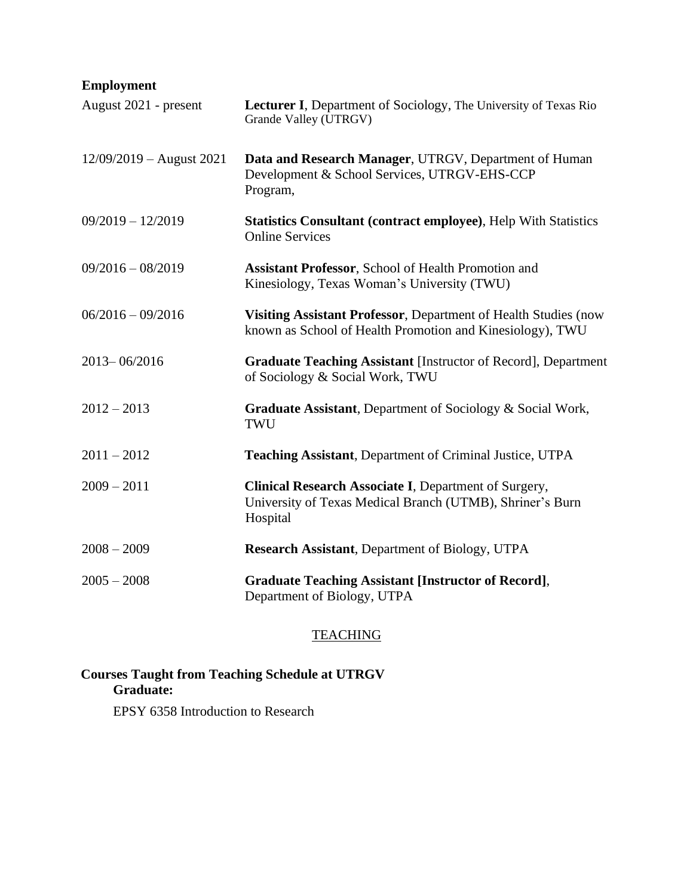**Employment**

| | |
|---|---|
| August 2021 - present | **Lecturer I**, Department of Sociology, The University of Texas Rio Grande Valley (UTRGV) |
| 12/09/2019 – August 2021 | **Data and Research Manager**, UTRGV, Department of Human Development & School Services, UTRGV-EHS-CCP Program, |
| 09/2019 – 12/2019 | **Statistics Consultant (contract employee)**, Help With Statistics Online Services |
| 09/2016 – 08/2019 | **Assistant Professor**, School of Health Promotion and Kinesiology, Texas Woman's University (TWU) |
| 06/2016 – 09/2016 | **Visiting Assistant Professor**, Department of Health Studies (now known as School of Health Promotion and Kinesiology), TWU |
| 2013– 06/2016 | **Graduate Teaching Assistant** [Instructor of Record], Department of Sociology & Social Work, TWU |
| 2012 – 2013 | **Graduate Assistant**, Department of Sociology & Social Work, TWU |
| 2011 – 2012 | **Teaching Assistant**, Department of Criminal Justice, UTPA |
| 2009 – 2011 | **Clinical Research Associate I**, Department of Surgery, University of Texas Medical Branch (UTMB), Shriner's Burn Hospital |
| 2008 – 2009 | **Research Assistant**, Department of Biology, UTPA |
| 2005 – 2008 | **Graduate Teaching Assistant [Instructor of Record]**, Department of Biology, UTPA |

## TEACHING

**Courses Taught from Teaching Schedule at UTRGV**

**Graduate:**

EPSY 6358 Introduction to Research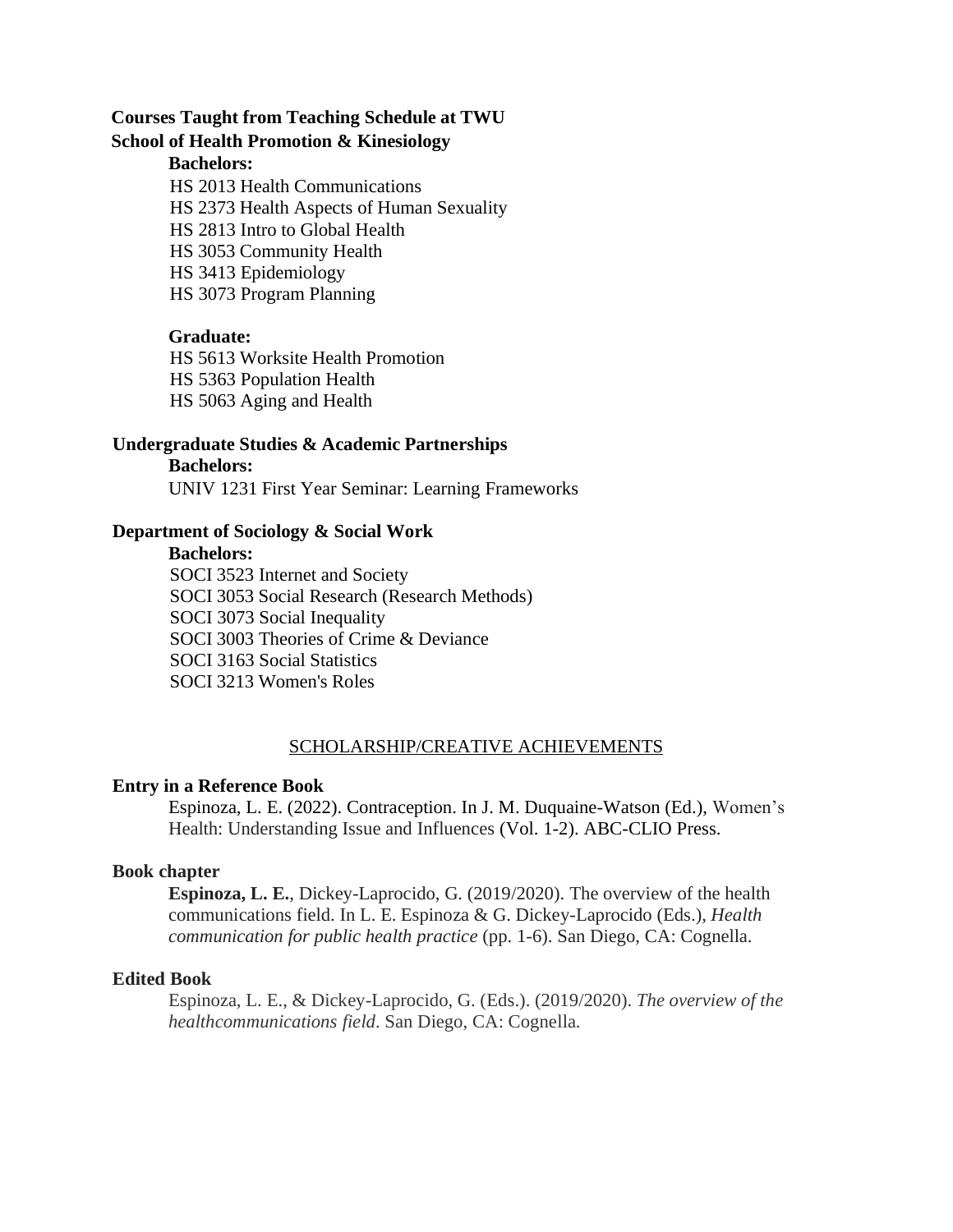**Courses Taught from Teaching Schedule at TWU**

**School of Health Promotion & Kinesiology**

**Bachelors:**

HS 2013 Health Communications
HS 2373 Health Aspects of Human Sexuality
HS 2813 Intro to Global Health
HS 3053 Community Health
HS 3413 Epidemiology
HS 3073 Program Planning

**Graduate:**

HS 5613 Worksite Health Promotion
HS 5363 Population Health
HS 5063 Aging and Health

**Undergraduate Studies & Academic Partnerships**

**Bachelors:**

UNIV 1231 First Year Seminar: Learning Frameworks

**Department of Sociology & Social Work**

**Bachelors:**

SOCI 3523 Internet and Society
SOCI 3053 Social Research (Research Methods)
SOCI 3073 Social Inequality
SOCI 3003 Theories of Crime & Deviance
SOCI 3163 Social Statistics
SOCI 3213 Women's Roles

## SCHOLARSHIP/CREATIVE ACHIEVEMENTS

**Entry in a Reference Book**

Espinoza, L. E. (2022). Contraception. In J. M. Duquaine-Watson (Ed.), Women's Health: Understanding Issue and Influences (Vol. 1-2). ABC-CLIO Press.

**Book chapter**

**Espinoza, L. E.**, Dickey-Laprocido, G. (2019/2020). The overview of the health communications field. In L. E. Espinoza & G. Dickey-Laprocido (Eds.), *Health communication for public health practice* (pp. 1-6). San Diego, CA: Cognella.

**Edited Book**

Espinoza, L. E., & Dickey-Laprocido, G. (Eds.). (2019/2020). *The overview of the healthcommunications field*. San Diego, CA: Cognella.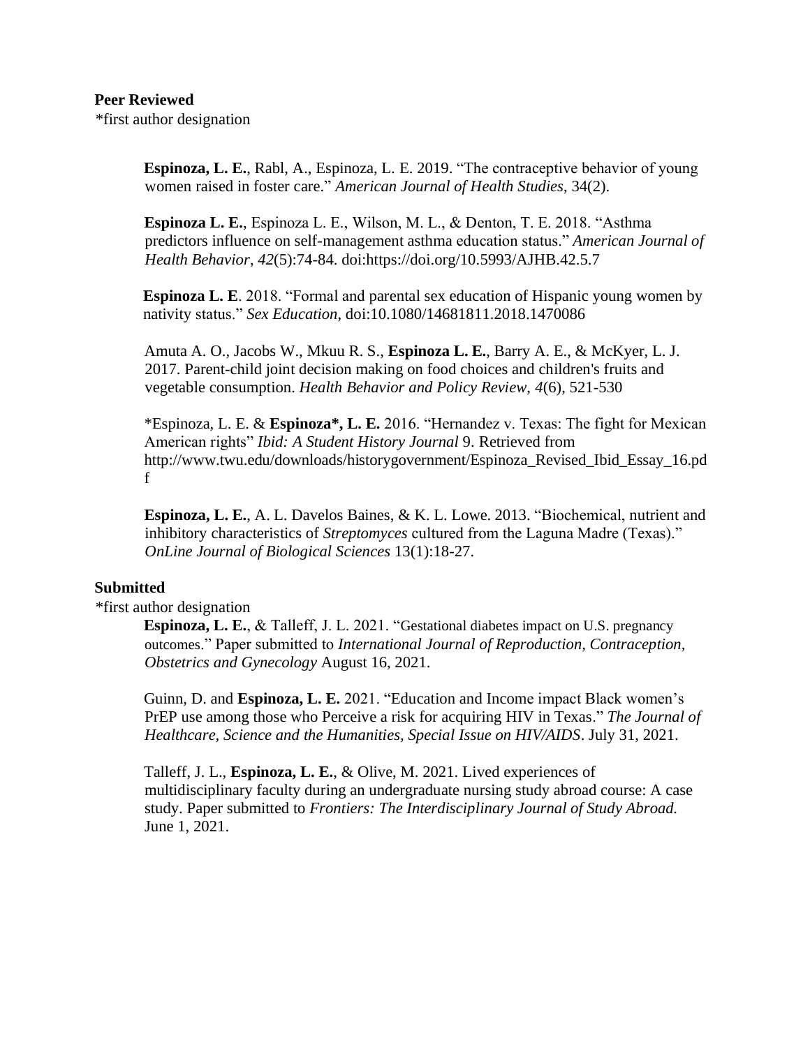**Peer Reviewed**

*first author designation

**Espinoza, L. E.**, Rabl, A., Espinoza, L. E. 2019. "The contraceptive behavior of young women raised in foster care." *American Journal of Health Studies*, 34(2).

**Espinoza L. E.**, Espinoza L. E., Wilson, M. L., & Denton, T. E. 2018. "Asthma predictors influence on self-management asthma education status." *American Journal of Health Behavior*, *42*(5):74-84. doi:https://doi.org/10.5993/AJHB.42.5.7

**Espinoza L. E**. 2018. "Formal and parental sex education of Hispanic young women by nativity status." *Sex Education*, doi:10.1080/14681811.2018.1470086

Amuta A. O., Jacobs W., Mkuu R. S., **Espinoza L. E.**, Barry A. E., & McKyer, L. J. 2017. Parent-child joint decision making on food choices and children's fruits and vegetable consumption. *Health Behavior and Policy Review, 4*(6), 521-530

*Espinoza, L. E. & **Espinoza*, L. E.** 2016. "Hernandez v. Texas: The fight for Mexican American rights" *Ibid: A Student History Journal* 9. Retrieved from http://www.twu.edu/downloads/historygovernment/Espinoza_Revised_Ibid_Essay_16.pdf

**Espinoza, L. E.**, A. L. Davelos Baines, & K. L. Lowe. 2013. "Biochemical, nutrient and inhibitory characteristics of *Streptomyces* cultured from the Laguna Madre (Texas)." *OnLine Journal of Biological Sciences* 13(1):18-27.

**Submitted**

*first author designation

**Espinoza, L. E.**, & Talleff, J. L. 2021. "Gestational diabetes impact on U.S. pregnancy outcomes." Paper submitted to *International Journal of Reproduction, Contraception, Obstetrics and Gynecology* August 16, 2021.

Guinn, D. and **Espinoza, L. E.** 2021. "Education and Income impact Black women's PrEP use among those who Perceive a risk for acquiring HIV in Texas." *The Journal of Healthcare, Science and the Humanities, Special Issue on HIV/AIDS*. July 31, 2021.

Talleff, J. L., **Espinoza, L. E.**, & Olive, M. 2021. Lived experiences of multidisciplinary faculty during an undergraduate nursing study abroad course: A case study. Paper submitted to *Frontiers: The Interdisciplinary Journal of Study Abroad.* June 1, 2021.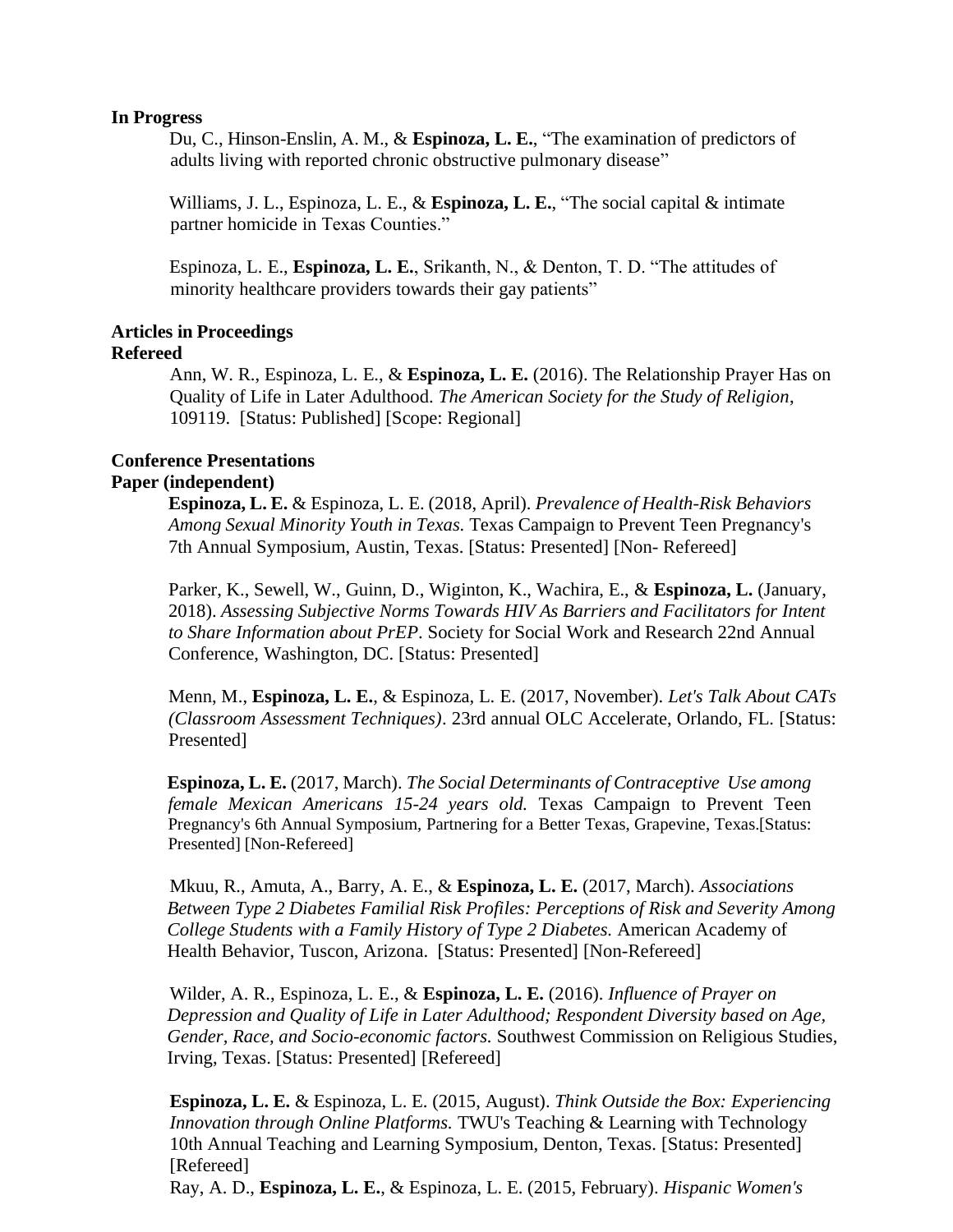**In Progress**

Du, C., Hinson-Enslin, A. M., & **Espinoza, L. E.**, "The examination of predictors of adults living with reported chronic obstructive pulmonary disease"

Williams, J. L., Espinoza, L. E., & **Espinoza, L. E.**, "The social capital & intimate partner homicide in Texas Counties."

Espinoza, L. E., **Espinoza, L. E.**, Srikanth, N., & Denton, T. D. "The attitudes of minority healthcare providers towards their gay patients"

**Articles in Proceedings**
**Refereed**

Ann, W. R., Espinoza, L. E., & **Espinoza, L. E.** (2016). The Relationship Prayer Has on Quality of Life in Later Adulthood. *The American Society for the Study of Religion*, 109119. [Status: Published] [Scope: Regional]

**Conference Presentations**
**Paper (independent)**

**Espinoza, L. E.** & Espinoza, L. E. (2018, April). *Prevalence of Health-Risk Behaviors Among Sexual Minority Youth in Texas.* Texas Campaign to Prevent Teen Pregnancy's 7th Annual Symposium, Austin, Texas. [Status: Presented] [Non- Refereed]

Parker, K., Sewell, W., Guinn, D., Wiginton, K., Wachira, E., & **Espinoza, L.** (January, 2018). *Assessing Subjective Norms Towards HIV As Barriers and Facilitators for Intent to Share Information about PrEP*. Society for Social Work and Research 22nd Annual Conference, Washington, DC. [Status: Presented]

Menn, M., **Espinoza, L. E.**, & Espinoza, L. E. (2017, November). *Let's Talk About CATs (Classroom Assessment Techniques)*. 23rd annual OLC Accelerate, Orlando, FL. [Status: Presented]

**Espinoza, L. E.** (2017, March). *The Social Determinants of Contraceptive Use among female Mexican Americans 15-24 years old.* Texas Campaign to Prevent Teen Pregnancy's 6th Annual Symposium, Partnering for a Better Texas, Grapevine, Texas.[Status: Presented] [Non-Refereed]

Mkuu, R., Amuta, A., Barry, A. E., & **Espinoza, L. E.** (2017, March). *Associations Between Type 2 Diabetes Familial Risk Profiles: Perceptions of Risk and Severity Among College Students with a Family History of Type 2 Diabetes.* American Academy of Health Behavior, Tuscon, Arizona. [Status: Presented] [Non-Refereed]

Wilder, A. R., Espinoza, L. E., & **Espinoza, L. E.** (2016). *Influence of Prayer on Depression and Quality of Life in Later Adulthood; Respondent Diversity based on Age, Gender, Race, and Socio-economic factors.* Southwest Commission on Religious Studies, Irving, Texas. [Status: Presented] [Refereed]

**Espinoza, L. E.** & Espinoza, L. E. (2015, August). *Think Outside the Box: Experiencing Innovation through Online Platforms.* TWU's Teaching & Learning with Technology 10th Annual Teaching and Learning Symposium, Denton, Texas. [Status: Presented] [Refereed]

Ray, A. D., **Espinoza, L. E.**, & Espinoza, L. E. (2015, February). *Hispanic Women's*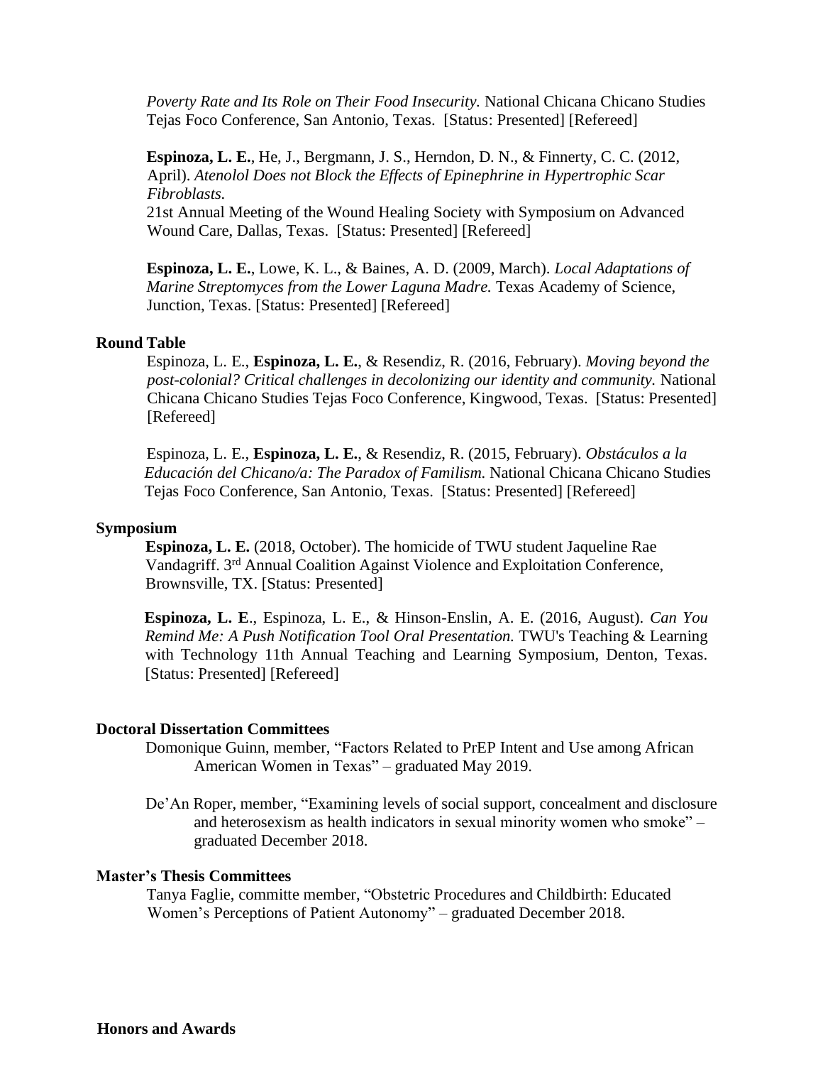*Poverty Rate and Its Role on Their Food Insecurity.* National Chicana Chicano Studies Tejas Foco Conference, San Antonio, Texas. [Status: Presented] [Refereed]

**Espinoza, L. E.**, He, J., Bergmann, J. S., Herndon, D. N., & Finnerty, C. C. (2012, April). *Atenolol Does not Block the Effects of Epinephrine in Hypertrophic Scar Fibroblasts.* 21st Annual Meeting of the Wound Healing Society with Symposium on Advanced Wound Care, Dallas, Texas. [Status: Presented] [Refereed]

**Espinoza, L. E.**, Lowe, K. L., & Baines, A. D. (2009, March). *Local Adaptations of Marine Streptomyces from the Lower Laguna Madre.* Texas Academy of Science, Junction, Texas. [Status: Presented] [Refereed]

**Round Table**

Espinoza, L. E., **Espinoza, L. E.**, & Resendiz, R. (2016, February). *Moving beyond the post-colonial? Critical challenges in decolonizing our identity and community.* National Chicana Chicano Studies Tejas Foco Conference, Kingwood, Texas. [Status: Presented] [Refereed]

Espinoza, L. E., **Espinoza, L. E.**, & Resendiz, R. (2015, February). *Obstáculos a la Educación del Chicano/a: The Paradox of Familism.* National Chicana Chicano Studies Tejas Foco Conference, San Antonio, Texas. [Status: Presented] [Refereed]

**Symposium**

**Espinoza, L. E.** (2018, October). The homicide of TWU student Jaqueline Rae Vandagriff. 3rd Annual Coalition Against Violence and Exploitation Conference, Brownsville, TX. [Status: Presented]

**Espinoza, L. E**., Espinoza, L. E., & Hinson-Enslin, A. E. (2016, August). *Can You Remind Me: A Push Notification Tool Oral Presentation.* TWU's Teaching & Learning with Technology 11th Annual Teaching and Learning Symposium, Denton, Texas. [Status: Presented] [Refereed]

**Doctoral Dissertation Committees**

Domonique Guinn, member, "Factors Related to PrEP Intent and Use among African American Women in Texas" – graduated May 2019.

De'An Roper, member, "Examining levels of social support, concealment and disclosure and heterosexism as health indicators in sexual minority women who smoke" – graduated December 2018.

**Master's Thesis Committees**

Tanya Faglie, committe member, "Obstetric Procedures and Childbirth: Educated Women's Perceptions of Patient Autonomy" – graduated December 2018.

**Honors and Awards**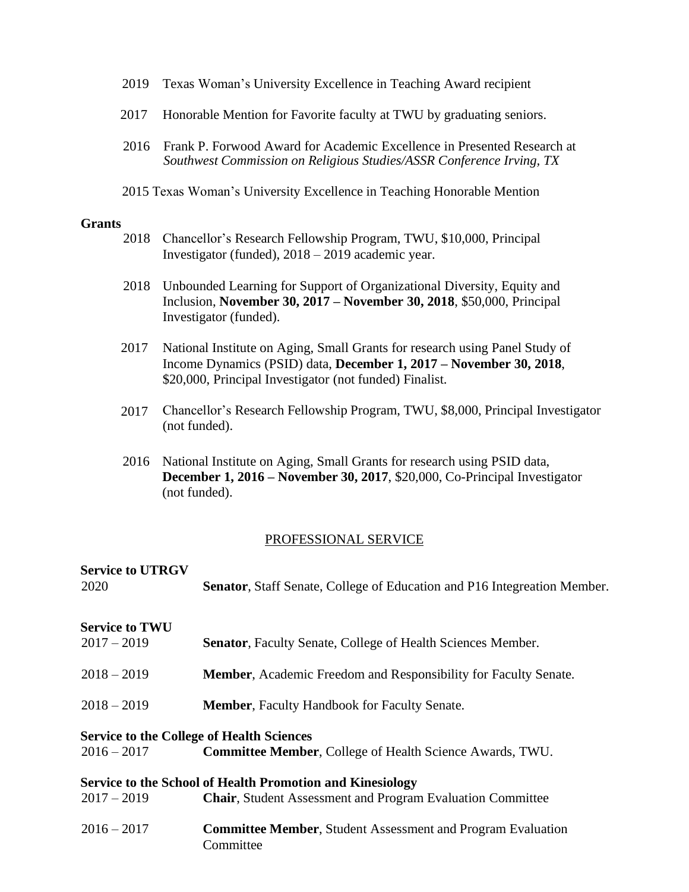2019 Texas Woman's University Excellence in Teaching Award recipient

2017 Honorable Mention for Favorite faculty at TWU by graduating seniors.

2016 Frank P. Forwood Award for Academic Excellence in Presented Research at *Southwest Commission on Religious Studies/ASSR Conference Irving, TX*

2015 Texas Woman's University Excellence in Teaching Honorable Mention

**Grants**

2018 Chancellor's Research Fellowship Program, TWU, $10,000, Principal Investigator (funded), 2018 – 2019 academic year.

2018 Unbounded Learning for Support of Organizational Diversity, Equity and Inclusion, **November 30, 2017 – November 30, 2018**, $50,000, Principal Investigator (funded).

2017 National Institute on Aging, Small Grants for research using Panel Study of Income Dynamics (PSID) data, **December 1, 2017 – November 30, 2018**, $20,000, Principal Investigator (not funded) Finalist.

2017 Chancellor's Research Fellowship Program, TWU, $8,000, Principal Investigator (not funded).

2016 National Institute on Aging, Small Grants for research using PSID data, **December 1, 2016 – November 30, 2017**, $20,000, Co-Principal Investigator (not funded).

## PROFESSIONAL SERVICE

**Service to UTRGV**

2020 **Senator**, Staff Senate, College of Education and P16 Integreation Member.

**Service to TWU**

2017 – 2019 **Senator**, Faculty Senate, College of Health Sciences Member.

2018 – 2019 **Member**, Academic Freedom and Responsibility for Faculty Senate.

2018 – 2019 **Member**, Faculty Handbook for Faculty Senate.

**Service to the College of Health Sciences**

2016 – 2017 **Committee Member**, College of Health Science Awards, TWU.

**Service to the School of Health Promotion and Kinesiology**

2017 – 2019 **Chair**, Student Assessment and Program Evaluation Committee

2016 – 2017 **Committee Member**, Student Assessment and Program Evaluation Committee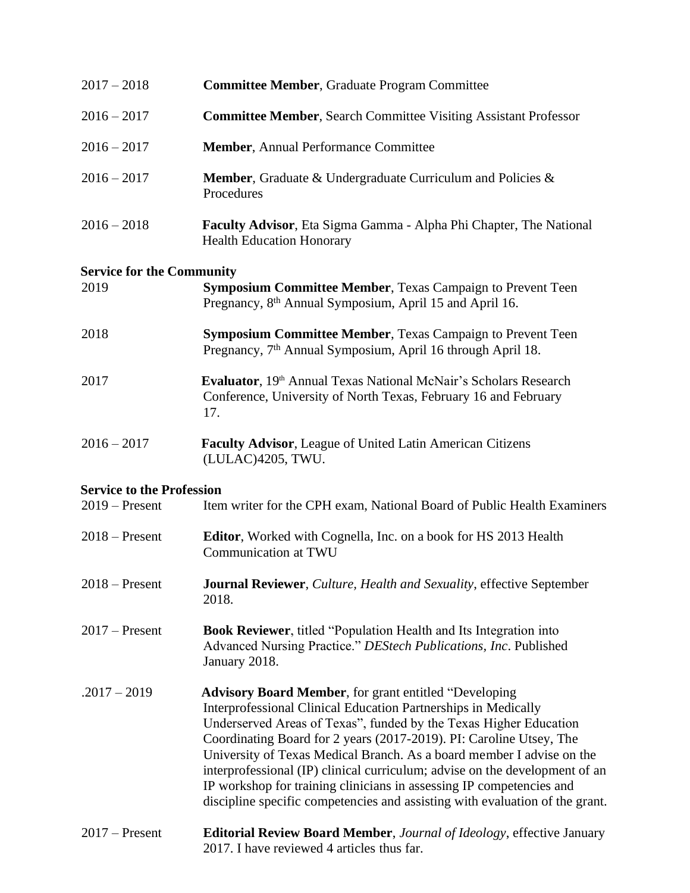2017 – 2018 **Committee Member**, Graduate Program Committee

2016 – 2017 **Committee Member**, Search Committee Visiting Assistant Professor

2016 – 2017 **Member**, Annual Performance Committee

2016 – 2017 **Member**, Graduate & Undergraduate Curriculum and Policies & Procedures

2016 – 2018 **Faculty Advisor**, Eta Sigma Gamma - Alpha Phi Chapter, The National Health Education Honorary

**Service for the Community**

2019 **Symposium Committee Member**, Texas Campaign to Prevent Teen Pregnancy, 8th Annual Symposium, April 15 and April 16.

2018 **Symposium Committee Member**, Texas Campaign to Prevent Teen Pregnancy, 7th Annual Symposium, April 16 through April 18.

2017 **Evaluator**, 19th Annual Texas National McNair's Scholars Research Conference, University of North Texas, February 16 and February 17.

2016 – 2017 **Faculty Advisor**, League of United Latin American Citizens (LULAC)4205, TWU.

**Service to the Profession**

2019 – Present Item writer for the CPH exam, National Board of Public Health Examiners

2018 – Present **Editor**, Worked with Cognella, Inc. on a book for HS 2013 Health Communication at TWU

2018 – Present **Journal Reviewer**, *Culture, Health and Sexuality*, effective September 2018.

2017 – Present **Book Reviewer**, titled "Population Health and Its Integration into Advanced Nursing Practice." *DEStech Publications, Inc*. Published January 2018.

.2017 – 2019 **Advisory Board Member**, for grant entitled "Developing Interprofessional Clinical Education Partnerships in Medically Underserved Areas of Texas", funded by the Texas Higher Education Coordinating Board for 2 years (2017-2019). PI: Caroline Utsey, The University of Texas Medical Branch. As a board member I advise on the interprofessional (IP) clinical curriculum; advise on the development of an IP workshop for training clinicians in assessing IP competencies and discipline specific competencies and assisting with evaluation of the grant.

2017 – Present **Editorial Review Board Member**, *Journal of Ideology*, effective January 2017. I have reviewed 4 articles thus far.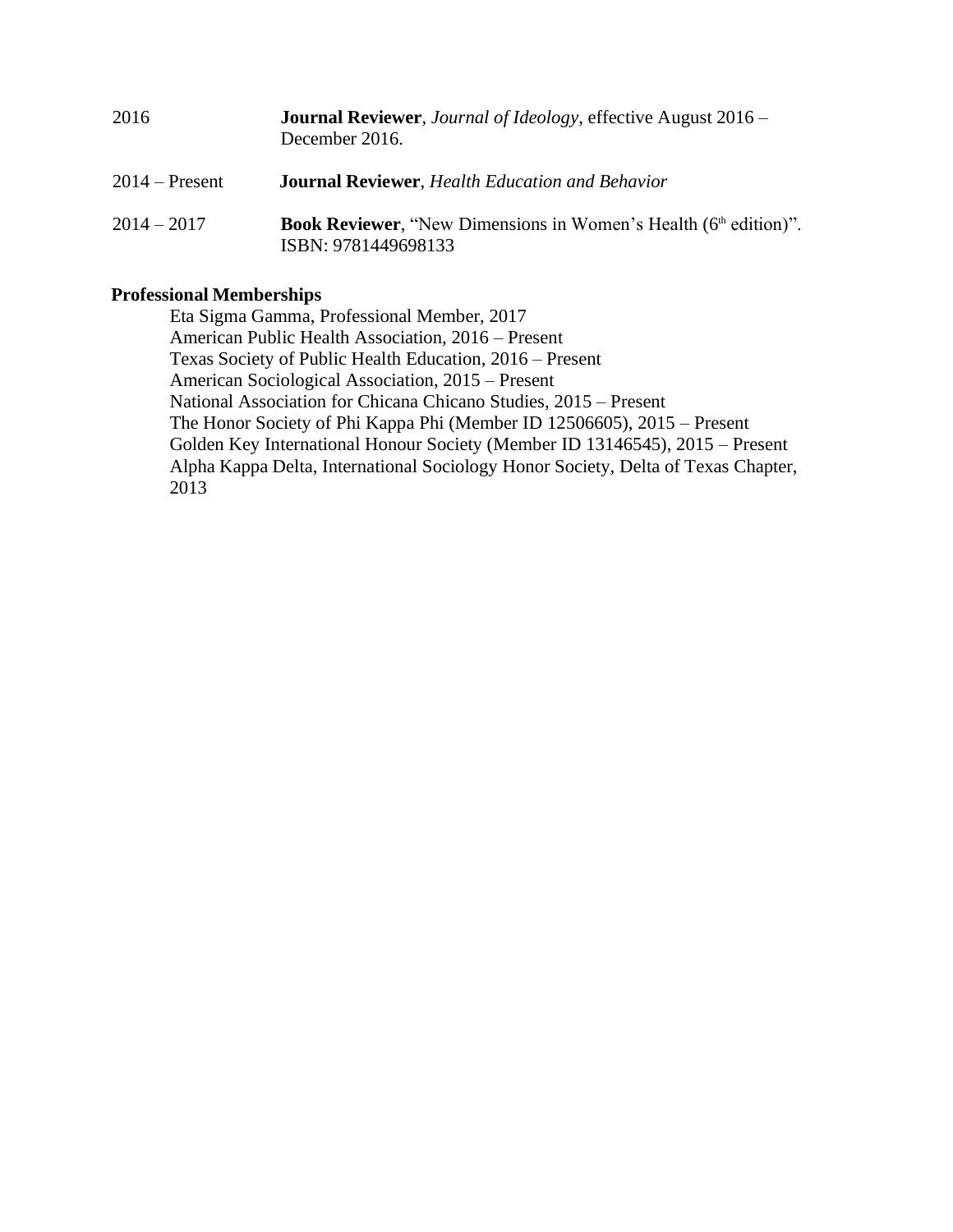2016 **Journal Reviewer**, *Journal of Ideology*, effective August 2016 – December 2016.

2014 – Present **Journal Reviewer**, *Health Education and Behavior*

2014 – 2017 **Book Reviewer**, "New Dimensions in Women's Health (6th edition)". ISBN: 9781449698133

**Professional Memberships**

Eta Sigma Gamma, Professional Member, 2017
American Public Health Association, 2016 – Present
Texas Society of Public Health Education, 2016 – Present
American Sociological Association, 2015 – Present
National Association for Chicana Chicano Studies, 2015 – Present
The Honor Society of Phi Kappa Phi (Member ID 12506605), 2015 – Present
Golden Key International Honour Society (Member ID 13146545), 2015 – Present
Alpha Kappa Delta, International Sociology Honor Society, Delta of Texas Chapter, 2013